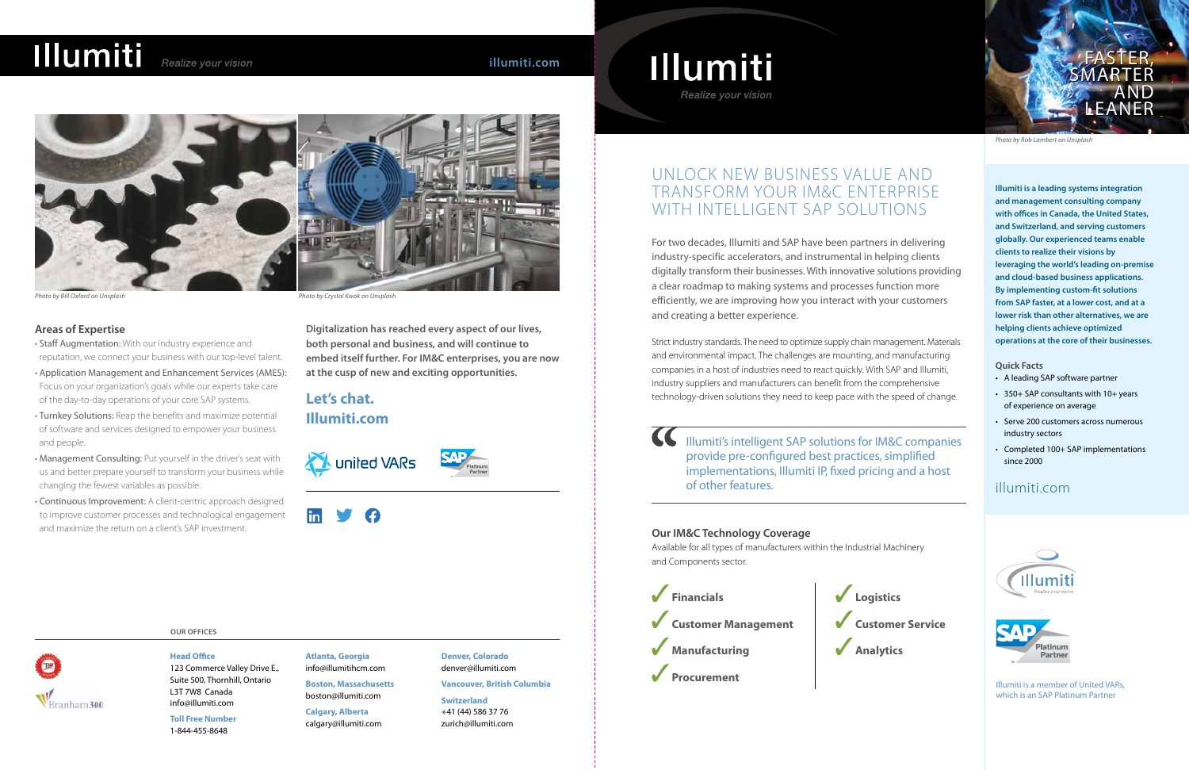# Illumiti

*Realize your vision*

illumiti.com

*Photo by Bill Oxford on Unsplash*

*Photo by Crystal Kwok on Unsplash*

## Areas of Expertise

- Staff Augmentation: With our industry experience and reputation, we connect your business with our top-level talent.
- Application Management and Enhancement Services (AMES): Focus on your organization's goals while our experts take care of the day-to-day operations of your core SAP systems.
- Turnkey Solutions: Reap the benefits and maximize potential of software and services designed to empower your business and people.
- Management Consulting: Put yourself in the driver's seat with us and better prepare yourself to transform your business while changing the fewest variables as possible.
- Continuous Improvement: A client-centric approach designed to improve customer processes and technological engagement and maximize the return on a client's SAP investment.

**Digitalization has reached every aspect of our lives, both personal and business, and will continue to embed itself further. For IM&C enterprises, you are now at the cusp of new and exciting opportunities.**

**Let's chat.**
**Illumiti.com**

united VARs

SAP Platinum Partner

### OUR OFFICES

Branham300

**Head Office**
123 Commerce Valley Drive E., Suite 500, Thornhill, Ontario L3T 7W8 Canada
info@illumiti.com

**Toll Free Number**
1-844-455-8648

**Atlanta, Georgia**
info@illumitihcm.com

**Boston, Massachusetts**
boston@illumiti.com

**Calgary, Alberta**
calgary@illumiti.com

**Denver, Colorado**
denver@illumiti.com

**Vancouver, British Columbia**

**Switzerland**
+41 (44) 586 37 76
zurich@illumiti.com

# Illumiti

*Realize your vision*

FASTER, SMARTER AND LEANER

*Photo by Rob Lambert on Unsplash*

## UNLOCK NEW BUSINESS VALUE AND TRANSFORM YOUR IM&C ENTERPRISE WITH INTELLIGENT SAP SOLUTIONS

For two decades, Illumiti and SAP have been partners in delivering industry-specific accelerators, and instrumental in helping clients digitally transform their businesses. With innovative solutions providing a clear roadmap to making systems and processes function more efficiently, we are improving how you interact with your customers and creating a better experience.

Strict industry standards. The need to optimize supply chain management. Materials and environmental impact. The challenges are mounting, and manufacturing companies in a host of industries need to react quickly. With SAP and Illumiti, industry suppliers and manufacturers can benefit from the comprehensive technology-driven solutions they need to keep pace with the speed of change.

> Illumiti's intelligent SAP solutions for IM&C companies provide pre-configured best practices, simplified implementations, Illumiti IP, fixed pricing and a host of other features.

### Our IM&C Technology Coverage

Available for all types of manufacturers within the Industrial Machinery and Components sector.

- ✓ Financials
- ✓ Customer Management
- ✓ Manufacturing
- ✓ Procurement
- ✓ Logistics
- ✓ Customer Service
- ✓ Analytics

**Illumiti is a leading systems integration and management consulting company with offices in Canada, the United States, and Switzerland, and serving customers globally. Our experienced teams enable clients to realize their visions by leveraging the world's leading on-premise and cloud-based business applications. By implementing custom-fit solutions from SAP faster, at a lower cost, and at a lower risk than other alternatives, we are helping clients achieve optimized operations at the core of their businesses.**

### Quick Facts

- A leading SAP software partner
- 350+ SAP consultants with 10+ years of experience on average
- Serve 200 customers across numerous industry sectors
- Completed 100+ SAP implementations since 2000

illumiti.com

Illumiti *Realize your vision*

SAP Platinum Partner

Illumiti is a member of United VARs, which is an SAP Platinum Partner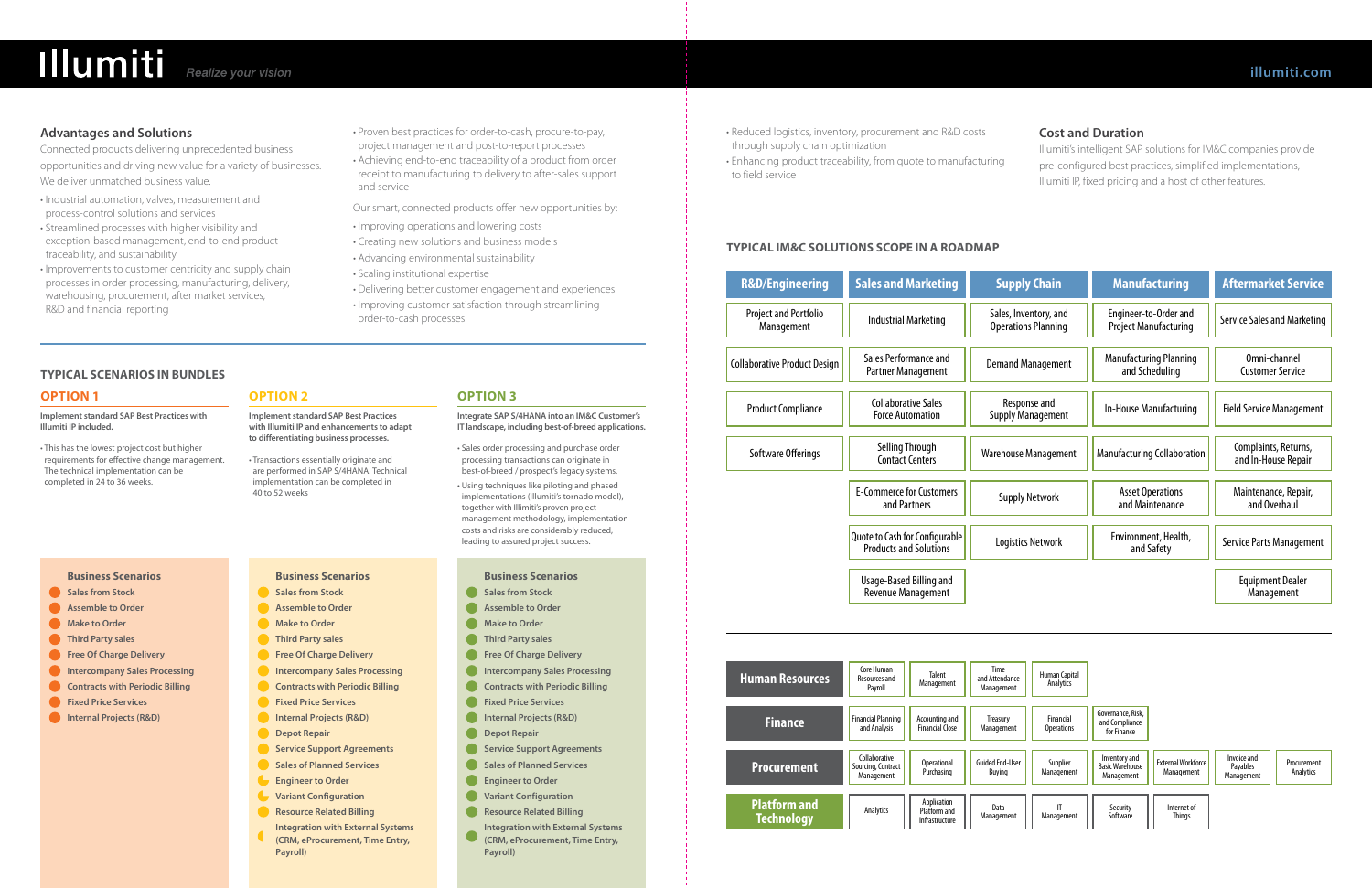# Illumiti *Realize your vision*

illumiti.com

## Advantages and Solutions

Connected products delivering unprecedented business opportunities and driving new value for a variety of businesses. We deliver unmatched business value.

- Industrial automation, valves, measurement and process-control solutions and services
- Streamlined processes with higher visibility and exception-based management, end-to-end product traceability, and sustainability
- Improvements to customer centricity and supply chain processes in order processing, manufacturing, delivery, warehousing, procurement, after market services, R&D and financial reporting
- Proven best practices for order-to-cash, procure-to-pay, project management and post-to-report processes
- Achieving end-to-end traceability of a product from order receipt to manufacturing to delivery to after-sales support and service

Our smart, connected products offer new opportunities by:

- Improving operations and lowering costs
- Creating new solutions and business models
- Advancing environmental sustainability
- Scaling institutional expertise
- Delivering better customer engagement and experiences
- Improving customer satisfaction through streamlining order-to-cash processes
- Reduced logistics, inventory, procurement and R&D costs through supply chain optimization
- Enhancing product traceability, from quote to manufacturing to field service

## Cost and Duration

Illumiti's intelligent SAP solutions for IM&C companies provide pre-configured best practices, simplified implementations, Illumiti IP, fixed pricing and a host of other features.

## TYPICAL SCENARIOS IN BUNDLES

### OPTION 1

**Implement standard SAP Best Practices with Illumiti IP included.**

- This has the lowest project cost but higher requirements for effective change management. The technical implementation can be completed in 24 to 36 weeks.

**Business Scenarios**

- Sales from Stock
- Assemble to Order
- Make to Order
- Third Party sales
- Free Of Charge Delivery
- Intercompany Sales Processing
- Contracts with Periodic Billing
- Fixed Price Services
- Internal Projects (R&D)

### OPTION 2

**Implement standard SAP Best Practices with Illumiti IP and enhancements to adapt to differentiating business processes.**

- Transactions essentially originate and are performed in SAP S/4HANA. Technical implementation can be completed in 40 to 52 weeks

**Business Scenarios**

- Sales from Stock
- Assemble to Order
- Make to Order
- Third Party sales
- Free Of Charge Delivery
- Intercompany Sales Processing
- Contracts with Periodic Billing
- Fixed Price Services
- Internal Projects (R&D)
- Depot Repair
- Service Support Agreements
- Sales of Planned Services
- Engineer to Order
- Variant Configuration
- Resource Related Billing
- Integration with External Systems (CRM, eProcurement, Time Entry, Payroll)

### OPTION 3

**Integrate SAP S/4HANA into an IM&C Customer's IT landscape, including best-of-breed applications.**

- Sales order processing and purchase order processing transactions can originate in best-of-breed / prospect's legacy systems.
- Using techniques like piloting and phased implementations (Illumiti's tornado model), together with Illumiti's proven project management methodology, implementation costs and risks are considerably reduced, leading to assured project success.

**Business Scenarios**

- Sales from Stock
- Assemble to Order
- Make to Order
- Third Party sales
- Free Of Charge Delivery
- Intercompany Sales Processing
- Contracts with Periodic Billing
- Fixed Price Services
- Internal Projects (R&D)
- Depot Repair
- Service Support Agreements
- Sales of Planned Services
- Engineer to Order
- Variant Configuration
- Resource Related Billing
- Integration with External Systems (CRM, eProcurement, Time Entry, Payroll)

## TYPICAL IM&C SOLUTIONS SCOPE IN A ROADMAP

| R&D/Engineering | Sales and Marketing | Supply Chain | Manufacturing | Aftermarket Service |
|---|---|---|---|---|
| Project and Portfolio Management | Industrial Marketing | Sales, Inventory, and Operations Planning | Engineer-to-Order and Project Manufacturing | Service Sales and Marketing |
| Collaborative Product Design | Sales Performance and Partner Management | Demand Management | Manufacturing Planning and Scheduling | Omni-channel Customer Service |
| Product Compliance | Collaborative Sales Force Automation | Response and Supply Management | In-House Manufacturing | Field Service Management |
| Software Offerings | Selling Through Contact Centers | Warehouse Management | Manufacturing Collaboration | Complaints, Returns, and In-House Repair |
| | E-Commerce for Customers and Partners | Supply Network | Asset Operations and Maintenance | Maintenance, Repair, and Overhaul |
| | Quote to Cash for Configurable Products and Solutions | Logistics Network | Environment, Health, and Safety | Service Parts Management |
| | Usage-Based Billing and Revenue Management | | | Equipment Dealer Management |

| | | | | | | | | |
|---|---|---|---|---|---|---|---|---|
| **Human Resources** | Core Human Resources and Payroll | Talent Management | Time and Attendance Management | Human Capital Analytics | | | | |
| **Finance** | Financial Planning and Analysis | Accounting and Financial Close | Treasury Management | Financial Operations | Governance, Risk, and Compliance for Finance | | | |
| **Procurement** | Collaborative Sourcing, Contract Management | Operational Purchasing | Guided End-User Buying | Supplier Management | Inventory and Basic Warehouse Management | External Workforce Management | Invoice and Payables Management | Procurement Analytics |
| **Platform and Technology** | Analytics | Application Platform and Infrastructure | Data Management | IT Management | Security Software | Internet of Things | | |